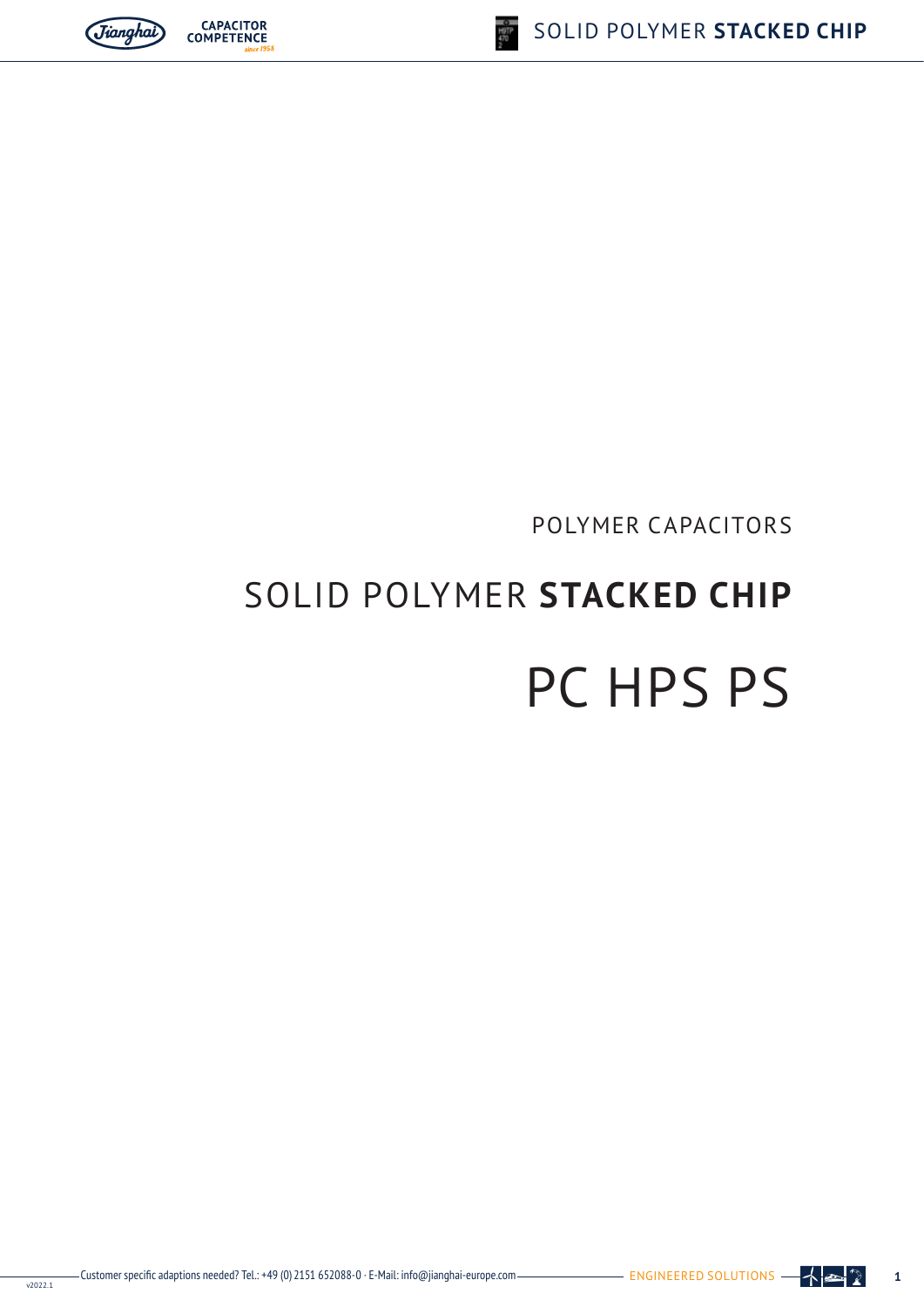POLYMER CAPACITORS

# SOLID POLYMER **STACKED CHIP**

# PC HPS PS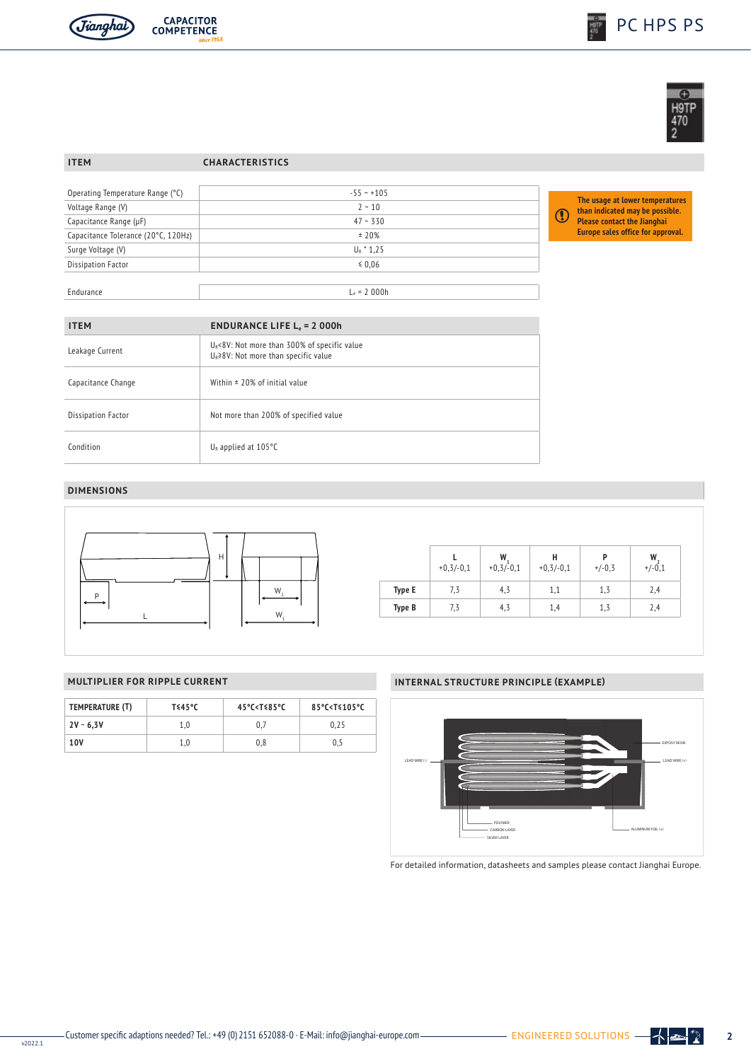# PC HPS PS

| ITEM | CHARACTERISTICS |
|---|---|
| Operating Temperature Range (°C) | -55 ~ +105 |
| Voltage Range (V) | 2 ~ 10 |
| Capacitance Range (µF) | 47 ~ 330 |
| Capacitance Tolerance (20°C, 120Hz) | ± 20% |
| Surge Voltage (V) | $U_R$ * 1,25 |
| Dissipation Factor | ≤ 0,06 |
| Endurance | $L_e$ = 2 000h |

**The usage at lower temperatures than indicated may be possible. Please contact the Jianghai Europe sales office for approval.**

| ITEM | ENDURANCE LIFE $L_e$ = 2 000h |
|---|---|
| Leakage Current | $U_R$<8V: Not more than 300% of specific value<br>$U_R$≥8V: Not more than specific value |
| Capacitance Change | Within ± 20% of initial value |
| Dissipation Factor | Not more than 200% of specified value |
| Condition | $U_R$ applied at 105°C |

## DIMENSIONS

| | L<br>+0,3/-0,1 | $W_1$<br>+0,3/-0,1 | H<br>+0,3/-0,1 | P<br>+/-0,3 | $W_2$<br>+/-0,1 |
|---|---|---|---|---|---|
| **Type E** | 7,3 | 4,3 | 1,1 | 1,3 | 2,4 |
| **Type B** | 7,3 | 4,3 | 1,4 | 1,3 | 2,4 |

## MULTIPLIER FOR RIPPLE CURRENT

| TEMPERATURE (T) | T≤45°C | 45°C<T≤85°C | 85°C<T≤105°C |
|---|---|---|---|
| **2V ~ 6,3V** | 1,0 | 0,7 | 0,25 |
| **10V** | 1,0 | 0,8 | 0,5 |

## INTERNAL STRUCTURE PRINCIPLE (EXAMPLE)

For detailed information, datasheets and samples please contact Jianghai Europe.

Customer specific adaptions needed? Tel.: +49 (0) 2151 652088-0 · E-Mail: info@jianghai-europe.com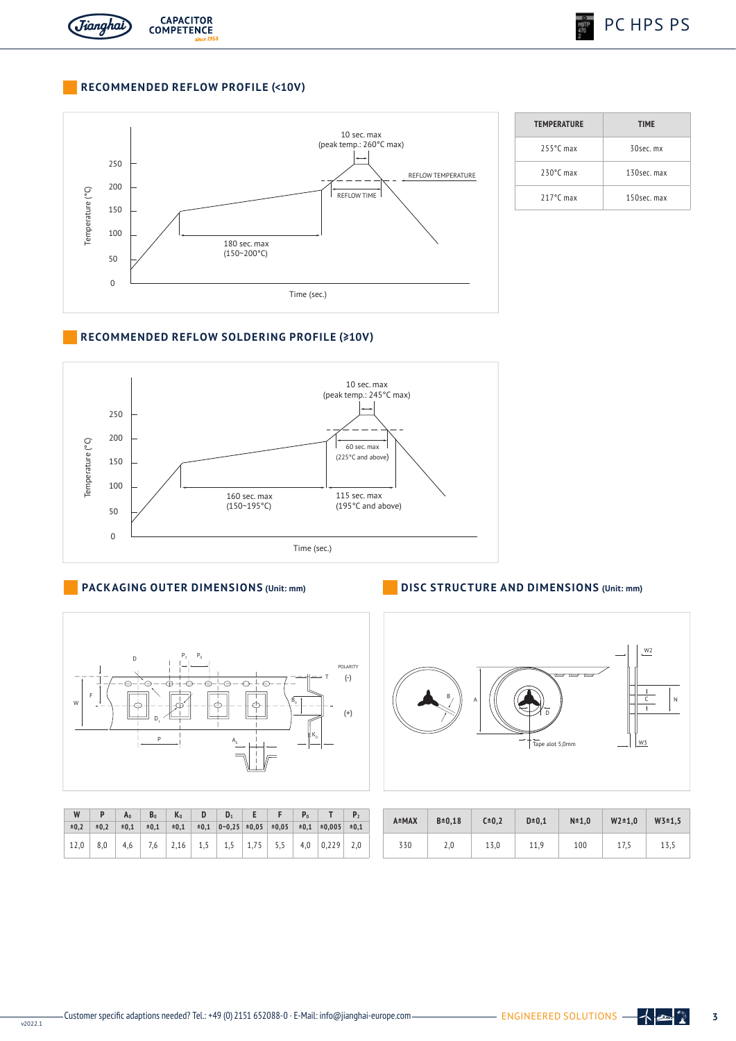## RECOMMENDED REFLOW PROFILE (<10V)

| TEMPERATURE | TIME |
|---|---|
| 255°C max | 30sec. mx |
| 230°C max | 130sec. max |
| 217°C max | 150sec. max |

## RECOMMENDED REFLOW SOLDERING PROFILE (≥10V)

## PACKAGING OUTER DIMENSIONS (Unit: mm)

| W | P | $A_0$ | $B_0$ | $K_0$ | D | $D_1$ | E | F | $P_0$ | T | $P_2$ |
|---|---|---|---|---|---|---|---|---|---|---|---|
| ±0,2 | ±0,2 | ±0,1 | ±0,1 | ±0,1 | ±0,1 | 0~0,25 | ±0,05 | ±0,05 | ±0,1 | ±0,005 | ±0,1 |
| 12,0 | 8,0 | 4,6 | 7,6 | 2,16 | 1,5 | 1,5 | 1,75 | 5,5 | 4,0 | 0,229 | 2,0 |

## DISC STRUCTURE AND DIMENSIONS (Unit: mm)

| A±MAX | B±0,18 | C±0,2 | D±0,1 | N±1,0 | W2±1,0 | W3±1,5 |
|---|---|---|---|---|---|---|
| 330 | 2,0 | 13,0 | 11,9 | 100 | 17,5 | 13,5 |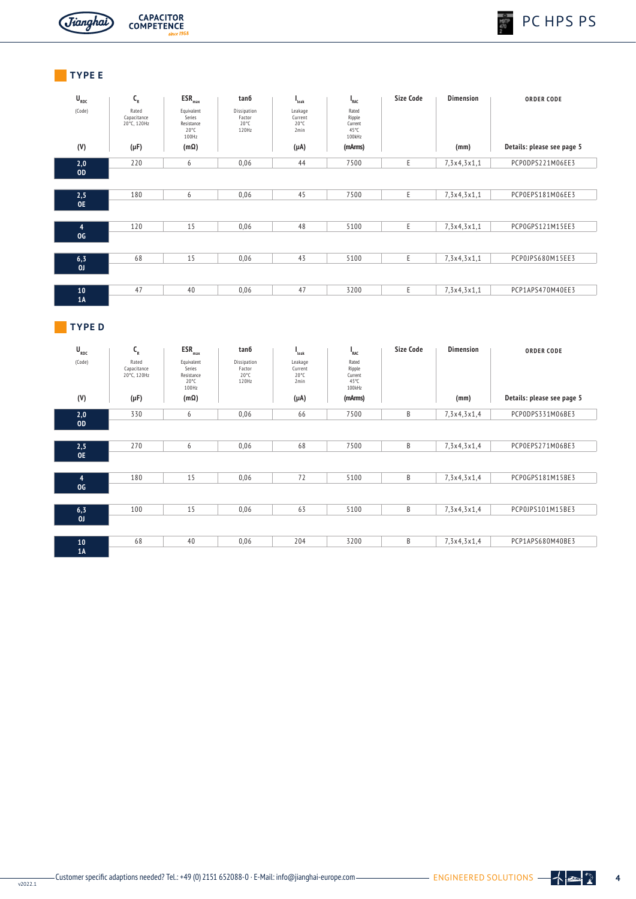## TYPE E

| $U_{RDC}$ (Code) (V) | $C_R$ Rated Capacitance 20°C, 120Hz (µF) | $ESR_{max}$ Equivalent Series Resistance 20°C 100Hz (mΩ) | tanδ Dissipation Factor 20°C 120Hz | $I_{leak}$ Leakage Current 20°C 2min (µA) | $I_{RAC}$ Rated Ripple Current 45°C 100kHz (mArms) | Size Code | Dimension (mm) | ORDER CODE Details: please see page 5 |
|---|---|---|---|---|---|---|---|---|
| 2,0 0D | 220 | 6 | 0,06 | 44 | 7500 | E | 7,3x4,3x1,1 | PCP0DPS221M06EE3 |
| 2,5 0E | 180 | 6 | 0,06 | 45 | 7500 | E | 7,3x4,3x1,1 | PCP0EPS181M06EE3 |
| 4 0G | 120 | 15 | 0,06 | 48 | 5100 | E | 7,3x4,3x1,1 | PCP0GPS121M15EE3 |
| 6,3 0J | 68 | 15 | 0,06 | 43 | 5100 | E | 7,3x4,3x1,1 | PCP0JPS680M15EE3 |
| 10 1A | 47 | 40 | 0,06 | 47 | 3200 | E | 7,3x4,3x1,1 | PCP1APS470M40EE3 |

## TYPE D

| $U_{RDC}$ (Code) (V) | $C_R$ Rated Capacitance 20°C, 120Hz (µF) | $ESR_{max}$ Equivalent Series Resistance 20°C 100Hz (mΩ) | tanδ Dissipation Factor 20°C 120Hz | $I_{leak}$ Leakage Current 20°C 2min (µA) | $I_{RAC}$ Rated Ripple Current 45°C 100kHz (mArms) | Size Code | Dimension (mm) | ORDER CODE Details: please see page 5 |
|---|---|---|---|---|---|---|---|---|
| 2,0 0D | 330 | 6 | 0,06 | 66 | 7500 | B | 7,3x4,3x1,4 | PCP0DPS331M06BE3 |
| 2,5 0E | 270 | 6 | 0,06 | 68 | 7500 | B | 7,3x4,3x1,4 | PCP0EPS271M06BE3 |
| 4 0G | 180 | 15 | 0,06 | 72 | 5100 | B | 7,3x4,3x1,4 | PCP0GPS181M15BE3 |
| 6,3 0J | 100 | 15 | 0,06 | 63 | 5100 | B | 7,3x4,3x1,4 | PCP0JPS101M15BE3 |
| 10 1A | 68 | 40 | 0,06 | 204 | 3200 | B | 7,3x4,3x1,4 | PCP1APS680M40BE3 |

Customer specific adaptions needed? Tel.: +49 (0) 2151 652088-0 · E-Mail: info@jianghai-europe.com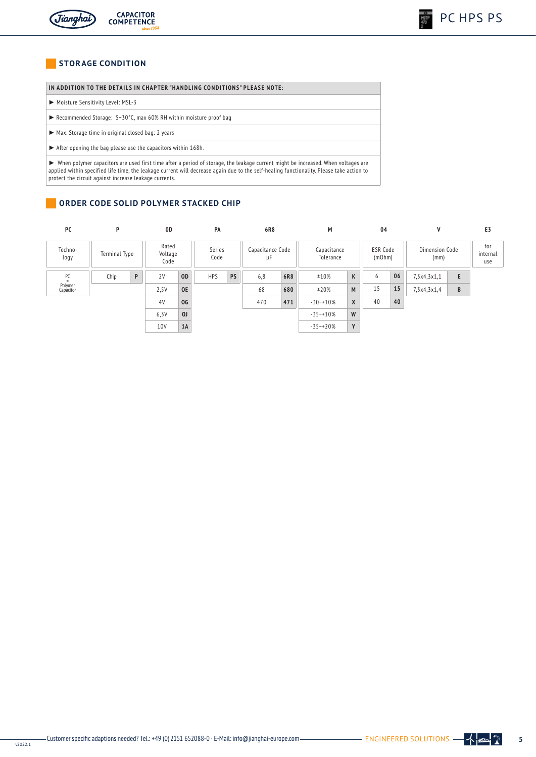## STORAGE CONDITION

| IN ADDITION TO THE DETAILS IN CHAPTER "HANDLING CONDITIONS" PLEASE NOTE: |
|---|
| ▶ Moisture Sensitivity Level: MSL-3 |
| ▶ Recommended Storage: 5~30°C, max 60% RH within moisture proof bag |
| ▶ Max. Storage time in original closed bag: 2 years |
| ▶ After opening the bag please use the capacitors within 168h. |
| ▶ When polymer capacitors are used first time after a period of storage, the leakage current might be increased. When voltages are applied within specified life time, the leakage current will decrease again due to the self-healing functionality. Please take action to protect the circuit against increase leakage currents. |

## ORDER CODE SOLID POLYMER STACKED CHIP

| PC | P | | 0D | | PA | | 6R8 | | M | | 04 | | V | | E3 |
|---|---|---|---|---|---|---|---|---|---|---|---|---|---|---|---|
| Techno-logy | Terminal Type | | Rated Voltage Code | | Series Code | | Capacitance Code µF | | Capacitance Tolerance | | ESR Code (mOhm) | | Dimension Code (mm) | | for internal use |
| PC = Polymer Capacitor | Chip | P | 2V | 0D | HPS | PS | 6,8 | 6R8 | ±10% | K | 6 | 06 | 7,3x4,3x1,1 | E | |
| | | | 2,5V | 0E | | | 68 | 680 | ±20% | M | 15 | 15 | 7,3x4,3x1,4 | B | |
| | | | 4V | 0G | | | 470 | 471 | -30~+10% | X | 40 | 40 | | | |
| | | | 6,3V | 0J | | | | | -35~+10% | W | | | | | |
| | | | 10V | 1A | | | | | -35~+20% | Y | | | | | |

Customer specific adaptions needed? Tel.: +49 (0) 2151 652088-0 · E-Mail: info@jianghai-europe.com

ENGINEERED SOLUTIONS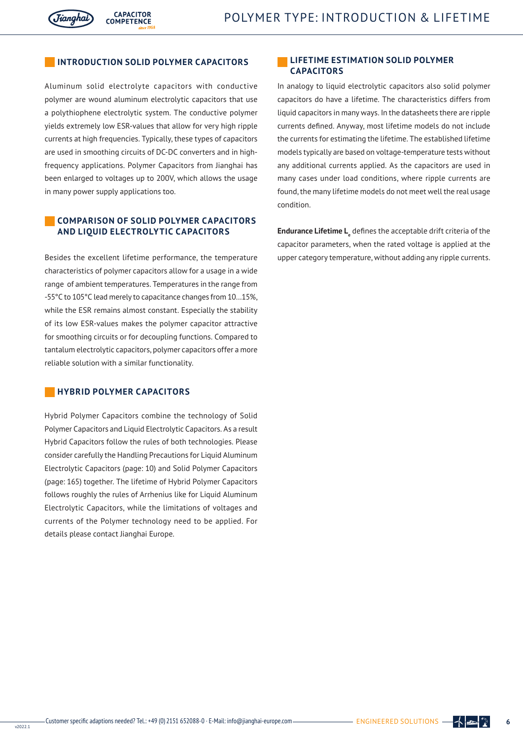## INTRODUCTION SOLID POLYMER CAPACITORS

Aluminum solid electrolyte capacitors with conductive polymer are wound aluminum electrolytic capacitors that use a polythiophene electrolytic system. The conductive polymer yields extremely low ESR-values that allow for very high ripple currents at high frequencies. Typically, these types of capacitors are used in smoothing circuits of DC-DC converters and in high-frequency applications. Polymer Capacitors from Jianghai has been enlarged to voltages up to 200V, which allows the usage in many power supply applications too.

## COMPARISON OF SOLID POLYMER CAPACITORS AND LIQUID ELECTROLYTIC CAPACITORS

Besides the excellent lifetime performance, the temperature characteristics of polymer capacitors allow for a usage in a wide range of ambient temperatures. Temperatures in the range from -55°C to 105°C lead merely to capacitance changes from 10...15%, while the ESR remains almost constant. Especially the stability of its low ESR-values makes the polymer capacitor attractive for smoothing circuits or for decoupling functions. Compared to tantalum electrolytic capacitors, polymer capacitors offer a more reliable solution with a similar functionality.

## HYBRID POLYMER CAPACITORS

Hybrid Polymer Capacitors combine the technology of Solid Polymer Capacitors and Liquid Electrolytic Capacitors. As a result Hybrid Capacitors follow the rules of both technologies. Please consider carefully the Handling Precautions for Liquid Aluminum Electrolytic Capacitors (page: 10) and Solid Polymer Capacitors (page: 165) together. The lifetime of Hybrid Polymer Capacitors follows roughly the rules of Arrhenius like for Liquid Aluminum Electrolytic Capacitors, while the limitations of voltages and currents of the Polymer technology need to be applied. For details please contact Jianghai Europe.

## LIFETIME ESTIMATION SOLID POLYMER CAPACITORS

In analogy to liquid electrolytic capacitors also solid polymer capacitors do have a lifetime. The characteristics differs from liquid capacitors in many ways. In the datasheets there are ripple currents defined. Anyway, most lifetime models do not include the currents for estimating the lifetime. The established lifetime models typically are based on voltage-temperature tests without any additional currents applied. As the capacitors are used in many cases under load conditions, where ripple currents are found, the many lifetime models do not meet well the real usage condition.

**Endurance Lifetime $L_e$** defines the acceptable drift criteria of the capacitor parameters, when the rated voltage is applied at the upper category temperature, without adding any ripple currents.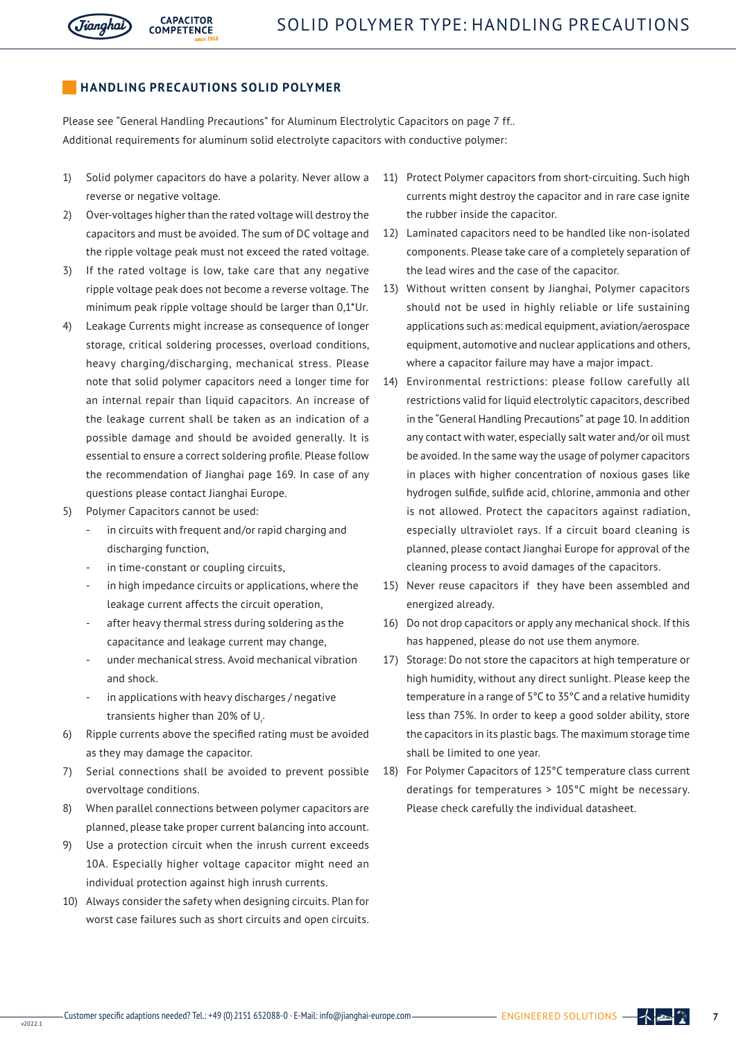## HANDLING PRECAUTIONS SOLID POLYMER

Please see "General Handling Precautions" for Aluminum Electrolytic Capacitors on page 7 ff..
Additional requirements for aluminum solid electrolyte capacitors with conductive polymer:

1) Solid polymer capacitors do have a polarity. Never allow a reverse or negative voltage.
2) Over-voltages higher than the rated voltage will destroy the capacitors and must be avoided. The sum of DC voltage and the ripple voltage peak must not exceed the rated voltage.
3) If the rated voltage is low, take care that any negative ripple voltage peak does not become a reverse voltage. The minimum peak ripple voltage should be larger than 0,1*Ur.
4) Leakage Currents might increase as consequence of longer storage, critical soldering processes, overload conditions, heavy charging/discharging, mechanical stress. Please note that solid polymer capacitors need a longer time for an internal repair than liquid capacitors. An increase of the leakage current shall be taken as an indication of a possible damage and should be avoided generally. It is essential to ensure a correct soldering profile. Please follow the recommendation of Jianghai page 169. In case of any questions please contact Jianghai Europe.
5) Polymer Capacitors cannot be used:
   - in circuits with frequent and/or rapid charging and discharging function,
   - in time-constant or coupling circuits,
   - in high impedance circuits or applications, where the leakage current affects the circuit operation,
   - after heavy thermal stress during soldering as the capacitance and leakage current may change,
   - under mechanical stress. Avoid mechanical vibration and shock.
   - in applications with heavy discharges / negative transients higher than 20% of $U_r$.
6) Ripple currents above the specified rating must be avoided as they may damage the capacitor.
7) Serial connections shall be avoided to prevent possible overvoltage conditions.
8) When parallel connections between polymer capacitors are planned, please take proper current balancing into account.
9) Use a protection circuit when the inrush current exceeds 10A. Especially higher voltage capacitor might need an individual protection against high inrush currents.
10) Always consider the safety when designing circuits. Plan for worst case failures such as short circuits and open circuits.
11) Protect Polymer capacitors from short-circuiting. Such high currents might destroy the capacitor and in rare case ignite the rubber inside the capacitor.
12) Laminated capacitors need to be handled like non-isolated components. Please take care of a completely separation of the lead wires and the case of the capacitor.
13) Without written consent by Jianghai, Polymer capacitors should not be used in highly reliable or life sustaining applications such as: medical equipment, aviation/aerospace equipment, automotive and nuclear applications and others, where a capacitor failure may have a major impact.
14) Environmental restrictions: please follow carefully all restrictions valid for liquid electrolytic capacitors, described in the "General Handling Precautions" at page 10. In addition any contact with water, especially salt water and/or oil must be avoided. In the same way the usage of polymer capacitors in places with higher concentration of noxious gases like hydrogen sulfide, sulfide acid, chlorine, ammonia and other is not allowed. Protect the capacitors against radiation, especially ultraviolet rays. If a circuit board cleaning is planned, please contact Jianghai Europe for approval of the cleaning process to avoid damages of the capacitors.
15) Never reuse capacitors if they have been assembled and energized already.
16) Do not drop capacitors or apply any mechanical shock. If this has happened, please do not use them anymore.
17) Storage: Do not store the capacitors at high temperature or high humidity, without any direct sunlight. Please keep the temperature in a range of 5°C to 35°C and a relative humidity less than 75%. In order to keep a good solder ability, store the capacitors in its plastic bags. The maximum storage time shall be limited to one year.
18) For Polymer Capacitors of 125°C temperature class current deratings for temperatures > 105°C might be necessary. Please check carefully the individual datasheet.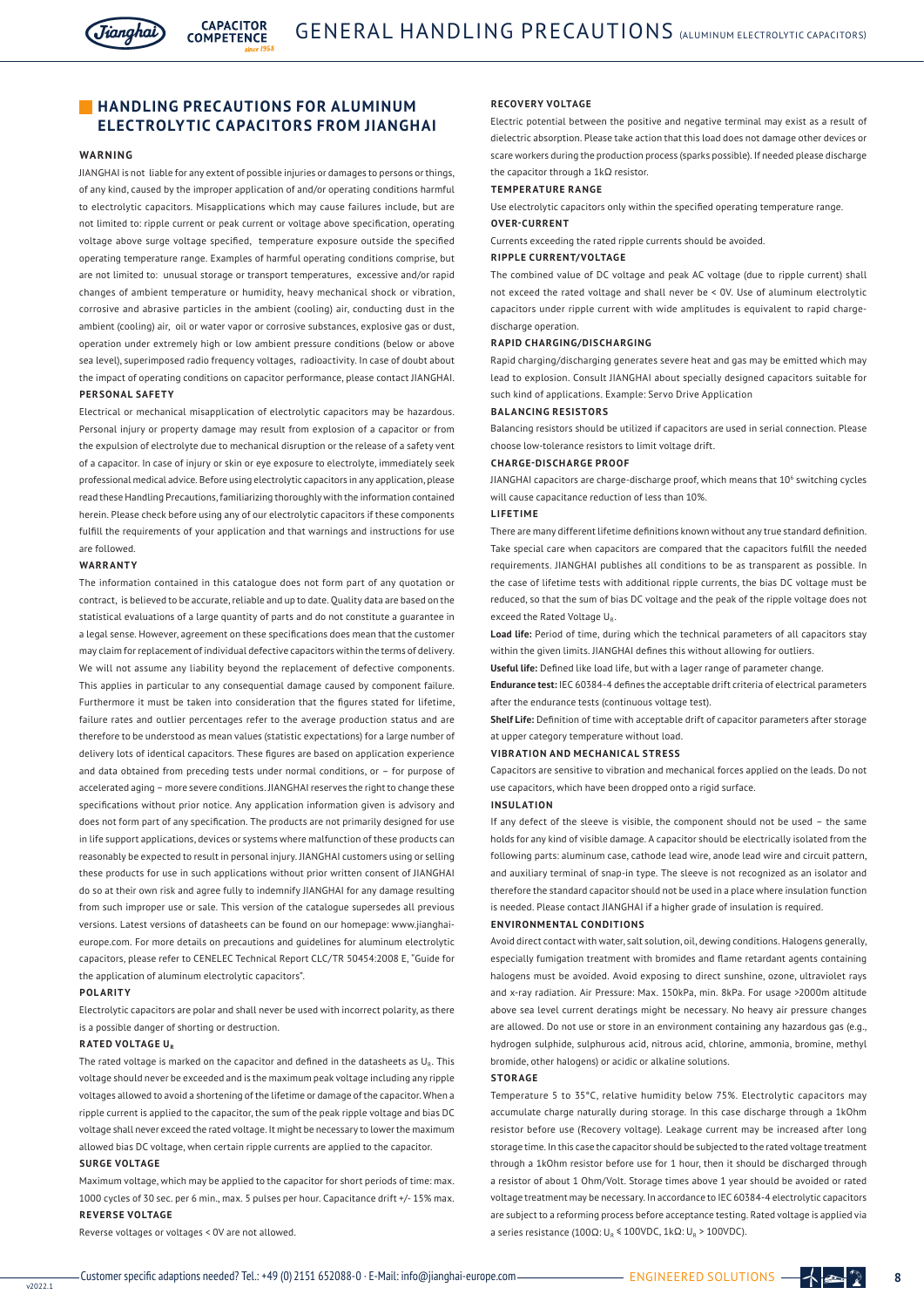## HANDLING PRECAUTIONS FOR ALUMINUM ELECTROLYTIC CAPACITORS FROM JIANGHAI

### WARNING

JIANGHAI is not liable for any extent of possible injuries or damages to persons or things, of any kind, caused by the improper application of and/or operating conditions harmful to electrolytic capacitors. Misapplications which may cause failures include, but are not limited to: ripple current or peak current or voltage above specification, operating voltage above surge voltage specified, temperature exposure outside the specified operating temperature range. Examples of harmful operating conditions comprise, but are not limited to: unusual storage or transport temperatures, excessive and/or rapid changes of ambient temperature or humidity, heavy mechanical shock or vibration, corrosive and abrasive particles in the ambient (cooling) air, conducting dust in the ambient (cooling) air, oil or water vapor or corrosive substances, explosive gas or dust, operation under extremely high or low ambient pressure conditions (below or above sea level), superimposed radio frequency voltages, radioactivity. In case of doubt about the impact of operating conditions on capacitor performance, please contact JIANGHAI.

### PERSONAL SAFETY

Electrical or mechanical misapplication of electrolytic capacitors may be hazardous. Personal injury or property damage may result from explosion of a capacitor or from the expulsion of electrolyte due to mechanical disruption or the release of a safety vent of a capacitor. In case of injury or skin or eye exposure to electrolyte, immediately seek professional medical advice. Before using electrolytic capacitors in any application, please read these Handling Precautions, familiarizing thoroughly with the information contained herein. Please check before using any of our electrolytic capacitors if these components fulfill the requirements of your application and that warnings and instructions for use are followed.

### WARRANTY

The information contained in this catalogue does not form part of any quotation or contract, is believed to be accurate, reliable and up to date. Quality data are based on the statistical evaluations of a large quantity of parts and do not constitute a guarantee in a legal sense. However, agreement on these specifications does mean that the customer may claim for replacement of individual defective capacitors within the terms of delivery. We will not assume any liability beyond the replacement of defective components. This applies in particular to any consequential damage caused by component failure. Furthermore it must be taken into consideration that the figures stated for lifetime, failure rates and outlier percentages refer to the average production status and are therefore to be understood as mean values (statistic expectations) for a large number of delivery lots of identical capacitors. These figures are based on application experience and data obtained from preceding tests under normal conditions, or – for purpose of accelerated aging – more severe conditions. JIANGHAI reserves the right to change these specifications without prior notice. Any application information given is advisory and does not form part of any specification. The products are not primarily designed for use in life support applications, devices or systems where malfunction of these products can reasonably be expected to result in personal injury. JIANGHAI customers using or selling these products for use in such applications without prior written consent of JIANGHAI do so at their own risk and agree fully to indemnify JIANGHAI for any damage resulting from such improper use or sale. This version of the catalogue supersedes all previous versions. Latest versions of datasheets can be found on our homepage: www.jianghai-europe.com. For more details on precautions and guidelines for aluminum electrolytic capacitors, please refer to CENELEC Technical Report CLC/TR 50454:2008 E, "Guide for the application of aluminum electrolytic capacitors".

### POLARITY

Electrolytic capacitors are polar and shall never be used with incorrect polarity, as there is a possible danger of shorting or destruction.

### RATED VOLTAGE $U_R$

The rated voltage is marked on the capacitor and defined in the datasheets as $U_R$. This voltage should never be exceeded and is the maximum peak voltage including any ripple voltages allowed to avoid a shortening of the lifetime or damage of the capacitor. When a ripple current is applied to the capacitor, the sum of the peak ripple voltage and bias DC voltage shall never exceed the rated voltage. It might be necessary to lower the maximum allowed bias DC voltage, when certain ripple currents are applied to the capacitor.

### SURGE VOLTAGE

Maximum voltage, which may be applied to the capacitor for short periods of time: max. 1000 cycles of 30 sec. per 6 min., max. 5 pulses per hour. Capacitance drift +/- 15% max.

### REVERSE VOLTAGE

Reverse voltages or voltages < 0V are not allowed.

### RECOVERY VOLTAGE

Electric potential between the positive and negative terminal may exist as a result of dielectric absorption. Please take action that this load does not damage other devices or scare workers during the production process (sparks possible). If needed please discharge the capacitor through a 1kΩ resistor.

### TEMPERATURE RANGE

Use electrolytic capacitors only within the specified operating temperature range.

### OVER-CURRENT

Currents exceeding the rated ripple currents should be avoided.

### RIPPLE CURRENT/VOLTAGE

The combined value of DC voltage and peak AC voltage (due to ripple current) shall not exceed the rated voltage and shall never be < 0V. Use of aluminum electrolytic capacitors under ripple current with wide amplitudes is equivalent to rapid charge-discharge operation.

### RAPID CHARGING/DISCHARGING

Rapid charging/discharging generates severe heat and gas may be emitted which may lead to explosion. Consult JIANGHAI about specially designed capacitors suitable for such kind of applications. Example: Servo Drive Application

### BALANCING RESISTORS

Balancing resistors should be utilized if capacitors are used in serial connection. Please choose low-tolerance resistors to limit voltage drift.

### CHARGE-DISCHARGE PROOF

JIANGHAI capacitors are charge-discharge proof, which means that $10^6$ switching cycles will cause capacitance reduction of less than 10%.

### LIFETIME

There are many different lifetime definitions known without any true standard definition. Take special care when capacitors are compared that the capacitors fulfill the needed requirements. JIANGHAI publishes all conditions to be as transparent as possible. In the case of lifetime tests with additional ripple currents, the bias DC voltage must be reduced, so that the sum of bias DC voltage and the peak of the ripple voltage does not exceed the Rated Voltage $U_R$.

**Load life:** Period of time, during which the technical parameters of all capacitors stay within the given limits. JIANGHAI defines this without allowing for outliers.

**Useful life:** Defined like load life, but with a lager range of parameter change.

**Endurance test:** IEC 60384-4 defines the acceptable drift criteria of electrical parameters after the endurance tests (continuous voltage test).

**Shelf Life:** Definition of time with acceptable drift of capacitor parameters after storage at upper category temperature without load.

### VIBRATION AND MECHANICAL STRESS

Capacitors are sensitive to vibration and mechanical forces applied on the leads. Do not use capacitors, which have been dropped onto a rigid surface.

### INSULATION

If any defect of the sleeve is visible, the component should not be used – the same holds for any kind of visible damage. A capacitor should be electrically isolated from the following parts: aluminum case, cathode lead wire, anode lead wire and circuit pattern, and auxiliary terminal of snap-in type. The sleeve is not recognized as an isolator and therefore the standard capacitor should not be used in a place where insulation function is needed. Please contact JIANGHAI if a higher grade of insulation is required.

### ENVIRONMENTAL CONDITIONS

Avoid direct contact with water, salt solution, oil, dewing conditions. Halogens generally, especially fumigation treatment with bromides and flame retardant agents containing halogens must be avoided. Avoid exposing to direct sunshine, ozone, ultraviolet rays and x-ray radiation. Air Pressure: Max. 150kPa, min. 8kPa. For usage >2000m altitude above sea level current deratings might be necessary. No heavy air pressure changes are allowed. Do not use or store in an environment containing any hazardous gas (e.g., hydrogen sulphide, sulphurous acid, nitrous acid, chlorine, ammonia, bromine, methyl bromide, other halogens) or acidic or alkaline solutions.

### STORAGE

Temperature 5 to 35°C, relative humidity below 75%. Electrolytic capacitors may accumulate charge naturally during storage. In this case discharge through a 1kOhm resistor before use (Recovery voltage). Leakage current may be increased after long storage time. In this case the capacitor should be subjected to the rated voltage treatment through a 1kOhm resistor before use for 1 hour, then it should be discharged through a resistor of about 1 Ohm/Volt. Storage times above 1 year should be avoided or rated voltage treatment may be necessary. In accordance to IEC 60384-4 electrolytic capacitors are subject to a reforming process before acceptance testing. Rated voltage is applied via a series resistance (100Ω: $U_R$ ≤ 100VDC, 1kΩ: $U_R$ > 100VDC).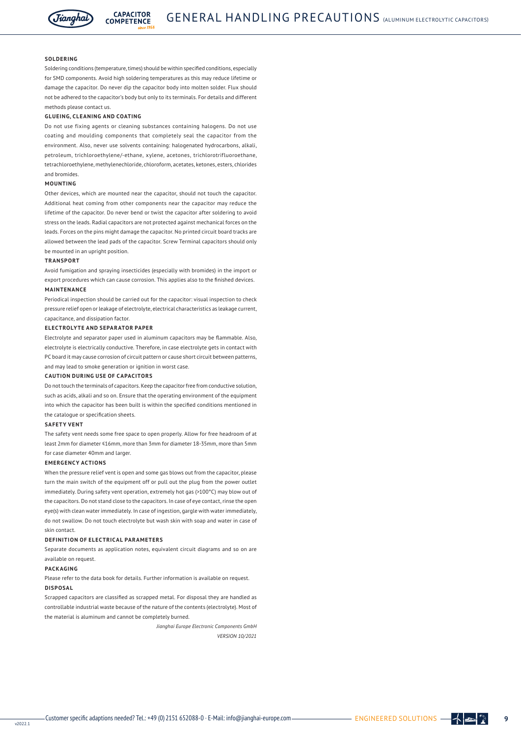## SOLDERING

Soldering conditions (temperature, times) should be within specified conditions, especially for SMD components. Avoid high soldering temperatures as this may reduce lifetime or damage the capacitor. Do never dip the capacitor body into molten solder. Flux should not be adhered to the capacitor's body but only to its terminals. For details and different methods please contact us.

## GLUEING, CLEANING AND COATING

Do not use fixing agents or cleaning substances containing halogens. Do not use coating and moulding components that completely seal the capacitor from the environment. Also, never use solvents containing: halogenated hydrocarbons, alkali, petroleum, trichloroethylene/-ethane, xylene, acetones, trichlorotrifluoroethane, tetrachloroethylene, methylenechloride, chloroform, acetates, ketones, esters, chlorides and bromides.

## MOUNTING

Other devices, which are mounted near the capacitor, should not touch the capacitor. Additional heat coming from other components near the capacitor may reduce the lifetime of the capacitor. Do never bend or twist the capacitor after soldering to avoid stress on the leads. Radial capacitors are not protected against mechanical forces on the leads. Forces on the pins might damage the capacitor. No printed circuit board tracks are allowed between the lead pads of the capacitor. Screw Terminal capacitors should only be mounted in an upright position.

## TRANSPORT

Avoid fumigation and spraying insecticides (especially with bromides) in the import or export procedures which can cause corrosion. This applies also to the finished devices.

## MAINTENANCE

Periodical inspection should be carried out for the capacitor: visual inspection to check pressure relief open or leakage of electrolyte, electrical characteristics as leakage current, capacitance, and dissipation factor.

## ELECTROLYTE AND SEPARATOR PAPER

Electrolyte and separator paper used in aluminum capacitors may be flammable. Also, electrolyte is electrically conductive. Therefore, in case electrolyte gets in contact with PC board it may cause corrosion of circuit pattern or cause short circuit between patterns, and may lead to smoke generation or ignition in worst case.

## CAUTION DURING USE OF CAPACITORS

Do not touch the terminals of capacitors. Keep the capacitor free from conductive solution, such as acids, alkali and so on. Ensure that the operating environment of the equipment into which the capacitor has been built is within the specified conditions mentioned in the catalogue or specification sheets.

## SAFETY VENT

The safety vent needs some free space to open properly. Allow for free headroom of at least 2mm for diameter ≤16mm, more than 3mm for diameter 18-35mm, more than 5mm for case diameter 40mm and larger.

## EMERGENCY ACTIONS

When the pressure relief vent is open and some gas blows out from the capacitor, please turn the main switch of the equipment off or pull out the plug from the power outlet immediately. During safety vent operation, extremely hot gas (>100°C) may blow out of the capacitors. Do not stand close to the capacitors. In case of eye contact, rinse the open eye(s) with clean water immediately. In case of ingestion, gargle with water immediately, do not swallow. Do not touch electrolyte but wash skin with soap and water in case of skin contact.

## DEFINITION OF ELECTRICAL PARAMETERS

Separate documents as application notes, equivalent circuit diagrams and so on are available on request.

## PACKAGING

Please refer to the data book for details. Further information is available on request.

## DISPOSAL

Scrapped capacitors are classified as scrapped metal. For disposal they are handled as controllable industrial waste because of the nature of the contents (electrolyte). Most of the material is aluminum and cannot be completely burned.

*Jianghai Europe Electronic Components GmbH*

*VERSION 10/2021*